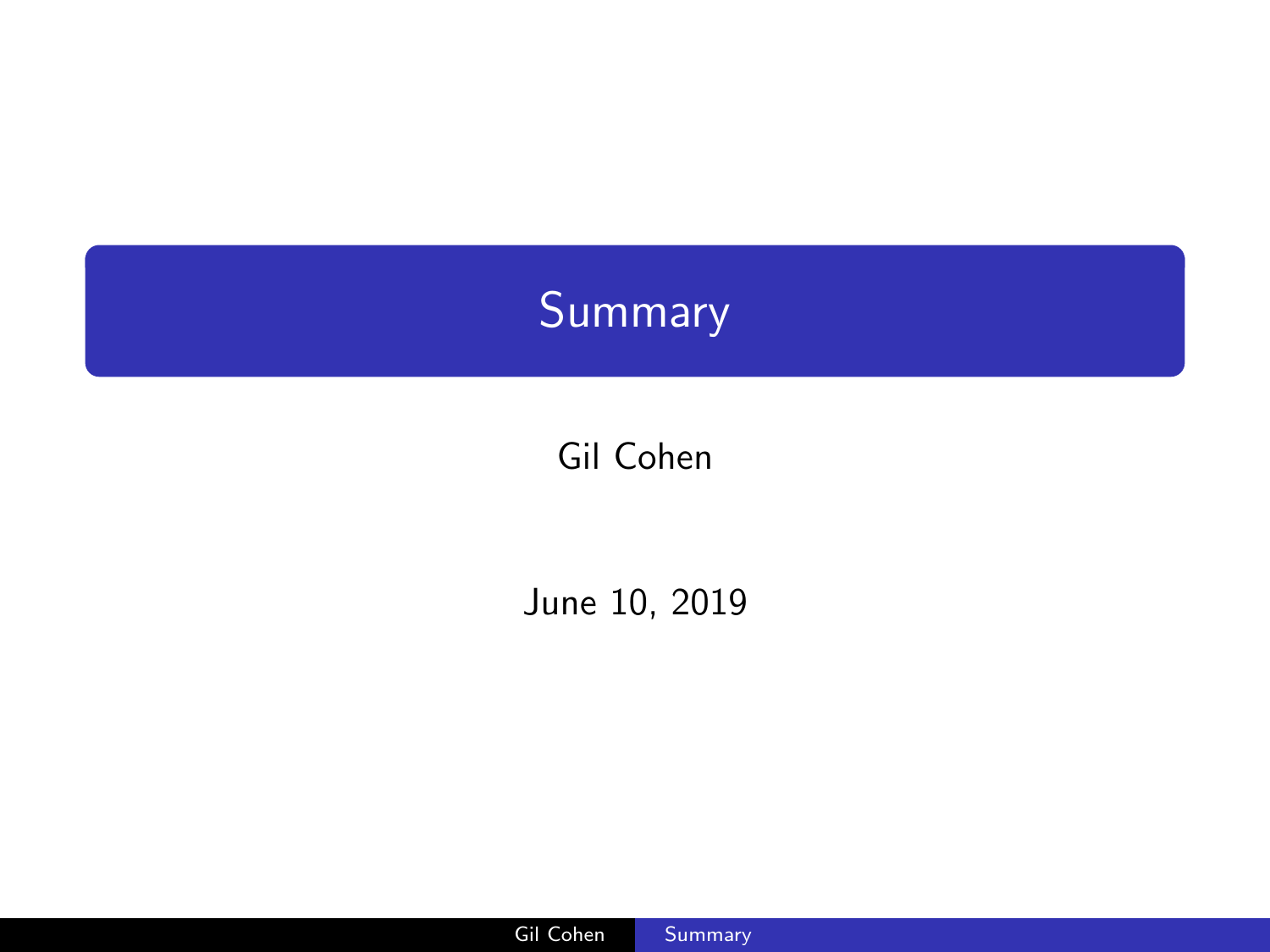# Summary

Gil Cohen

June 10, 2019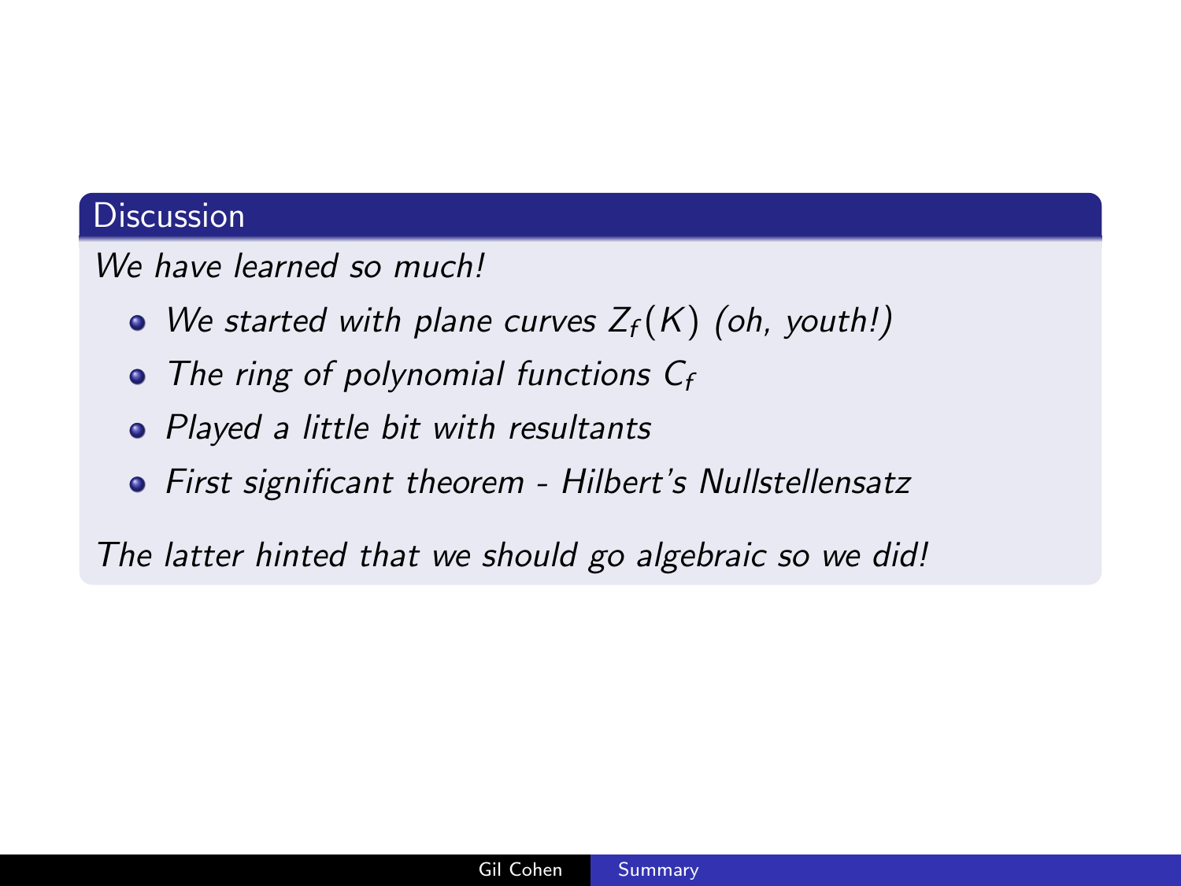## Discussion

*We have learned so much!*

- *We started with plane curves $Z_f(K)$ (oh, youth!)*
- *The ring of polynomial functions $C_f$*
- *Played a little bit with resultants*
- *First significant theorem - Hilbert's Nullstellensatz*

*The latter hinted that we should go algebraic so we did!*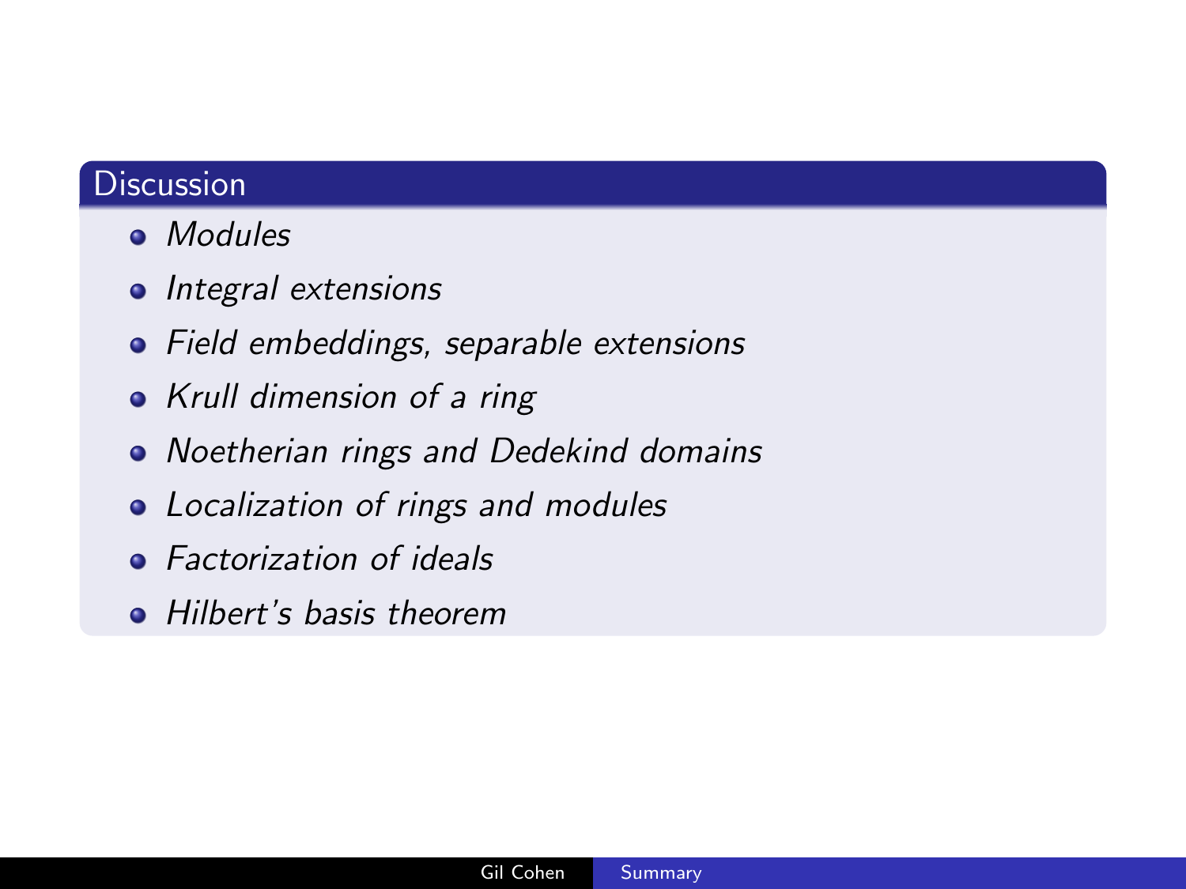## Discussion

- *Modules*
- *Integral extensions*
- *Field embeddings, separable extensions*
- *Krull dimension of a ring*
- *Noetherian rings and Dedekind domains*
- *Localization of rings and modules*
- *Factorization of ideals*
- *Hilbert's basis theorem*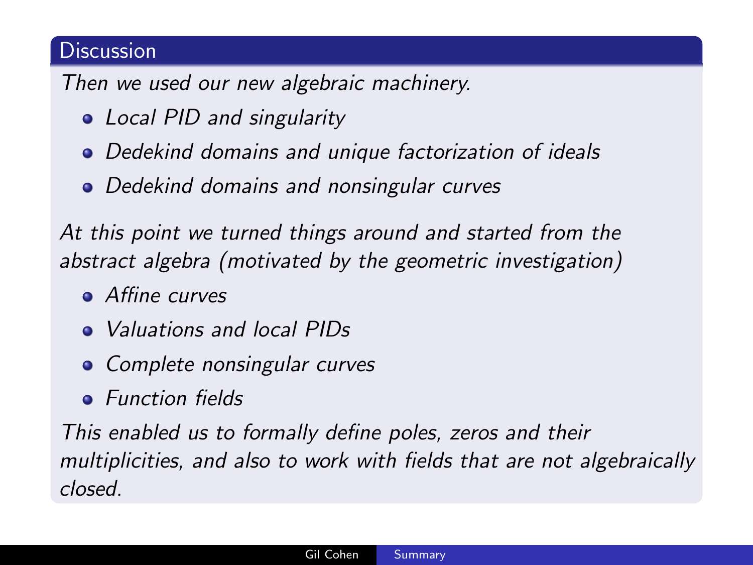### Discussion

*Then we used our new algebraic machinery.*

- *Local PID and singularity*
- *Dedekind domains and unique factorization of ideals*
- *Dedekind domains and nonsingular curves*

*At this point we turned things around and started from the abstract algebra (motivated by the geometric investigation)*

- *Affine curves*
- *Valuations and local PIDs*
- *Complete nonsingular curves*
- *Function fields*

*This enabled us to formally define poles, zeros and their multiplicities, and also to work with fields that are not algebraically closed.*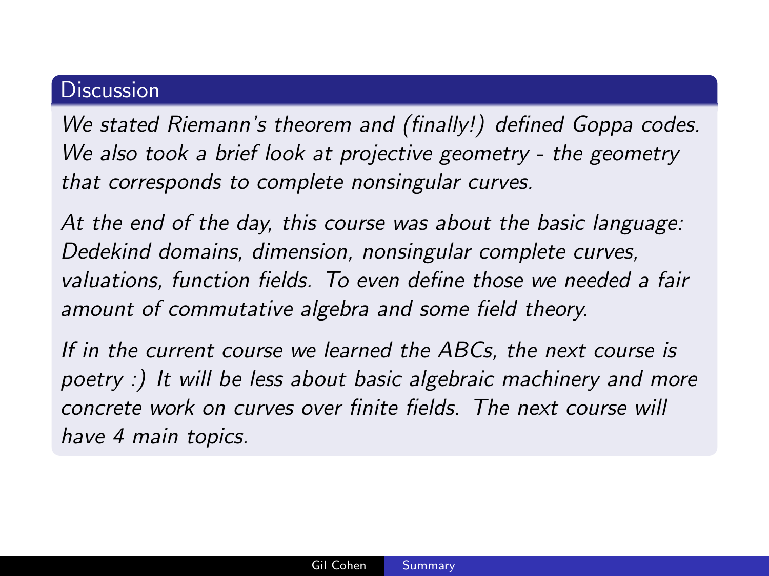## Discussion

*We stated Riemann's theorem and (finally!) defined Goppa codes. We also took a brief look at projective geometry - the geometry that corresponds to complete nonsingular curves.*

*At the end of the day, this course was about the basic language: Dedekind domains, dimension, nonsingular complete curves, valuations, function fields. To even define those we needed a fair amount of commutative algebra and some field theory.*

*If in the current course we learned the ABCs, the next course is poetry :) It will be less about basic algebraic machinery and more concrete work on curves over finite fields. The next course will have 4 main topics.*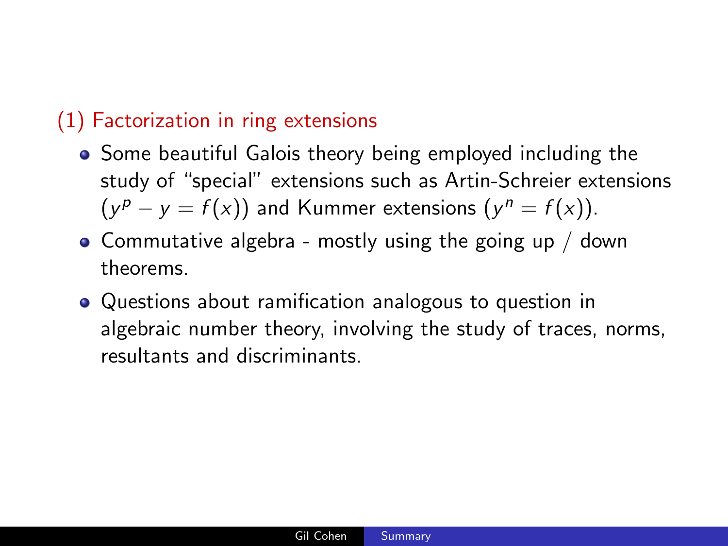## (1) Factorization in ring extensions

- Some beautiful Galois theory being employed including the study of "special" extensions such as Artin-Schreier extensions ($y^p - y = f(x)$) and Kummer extensions ($y^n = f(x)$).
- Commutative algebra - mostly using the going up / down theorems.
- Questions about ramification analogous to question in algebraic number theory, involving the study of traces, norms, resultants and discriminants.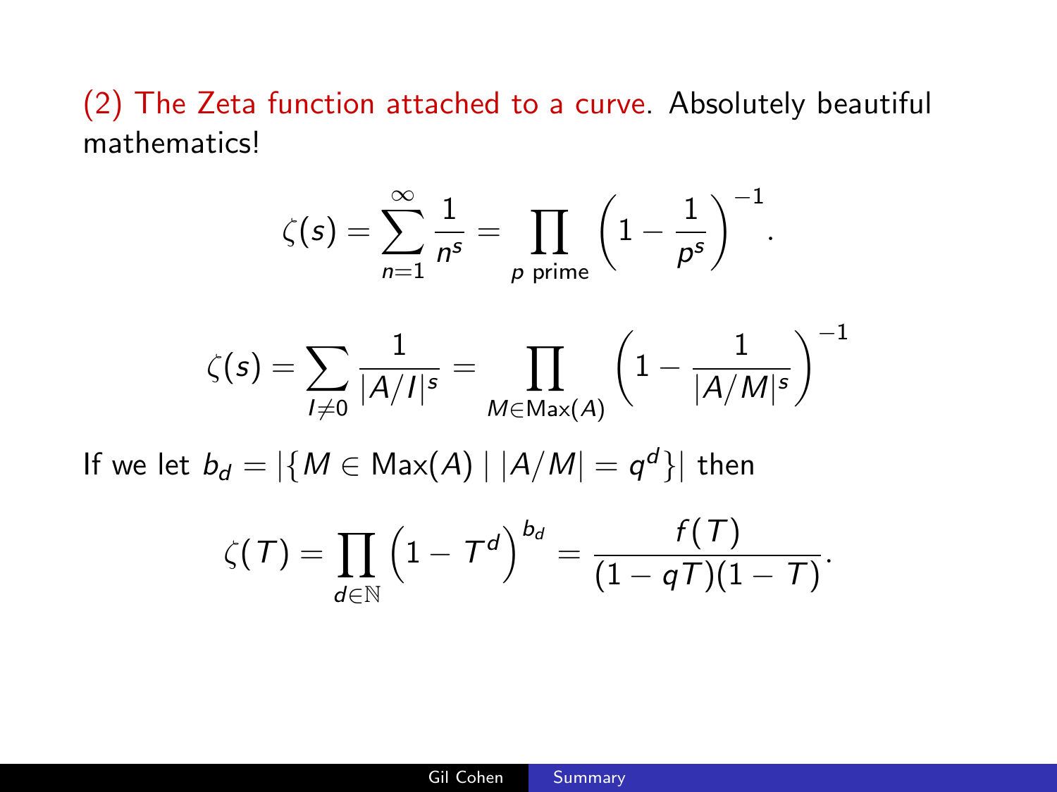(2) The Zeta function attached to a curve. Absolutely beautiful mathematics!

$$\zeta(s) = \sum_{n=1}^{\infty} \frac{1}{n^s} = \prod_{p \text{ prime}} \left(1 - \frac{1}{p^s}\right)^{-1}.$$

$$\zeta(s) = \sum_{I \neq 0} \frac{1}{|A/I|^s} = \prod_{M \in \mathrm{Max}(A)} \left(1 - \frac{1}{|A/M|^s}\right)^{-1}$$

If we let $b_d = |\{M \in \mathrm{Max}(A) \mid |A/M| = q^d\}|$ then

$$\zeta(T) = \prod_{d \in \mathbb{N}} \left(1 - T^d\right)^{b_d} = \frac{f(T)}{(1 - qT)(1 - T)}.$$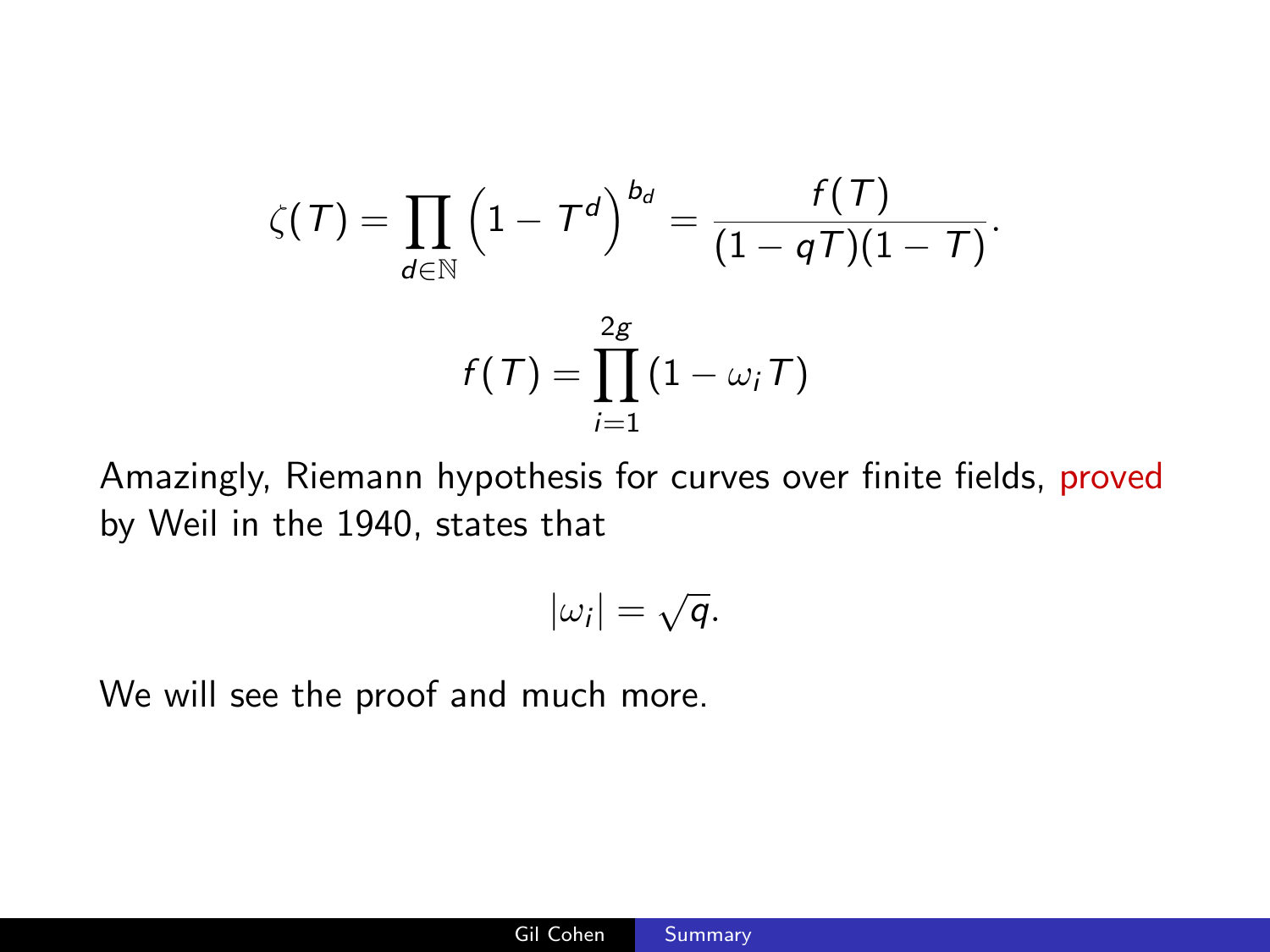$$\zeta(T) = \prod_{d \in \mathbb{N}} \left(1 - T^d\right)^{b_d} = \frac{f(T)}{(1-qT)(1-T)}.$$

$$f(T) = \prod_{i=1}^{2g} (1 - \omega_i T)$$

Amazingly, Riemann hypothesis for curves over finite fields, proved by Weil in the 1940, states that

$$|\omega_i| = \sqrt{q}.$$

We will see the proof and much more.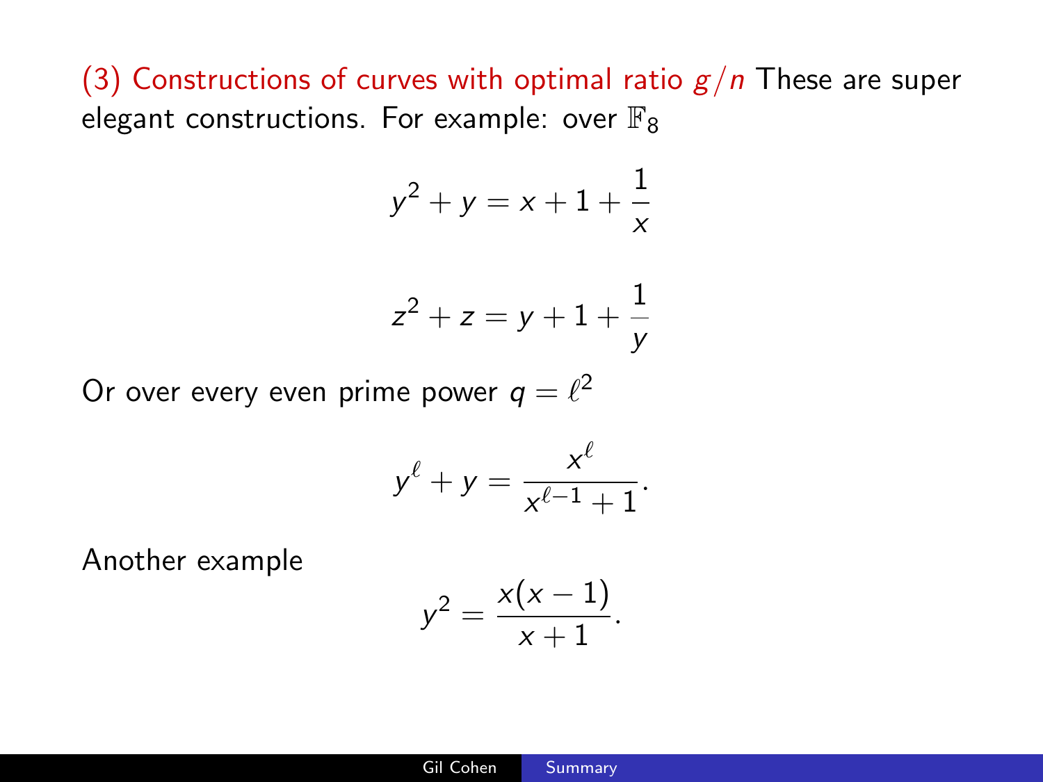(3) Constructions of curves with optimal ratio $g/n$ These are super elegant constructions. For example: over $\mathbb{F}_8$

$$y^2 + y = x + 1 + \frac{1}{x}$$

$$z^2 + z = y + 1 + \frac{1}{y}$$

Or over every even prime power $q = \ell^2$

$$y^\ell + y = \frac{x^\ell}{x^{\ell-1} + 1}.$$

Another example

$$y^2 = \frac{x(x-1)}{x+1}.$$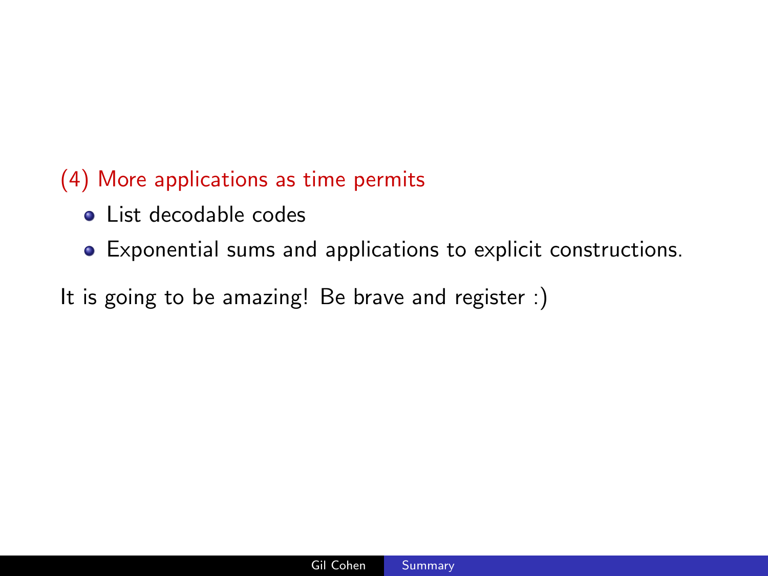(4) More applications as time permits

- List decodable codes
- Exponential sums and applications to explicit constructions.

It is going to be amazing! Be brave and register :)